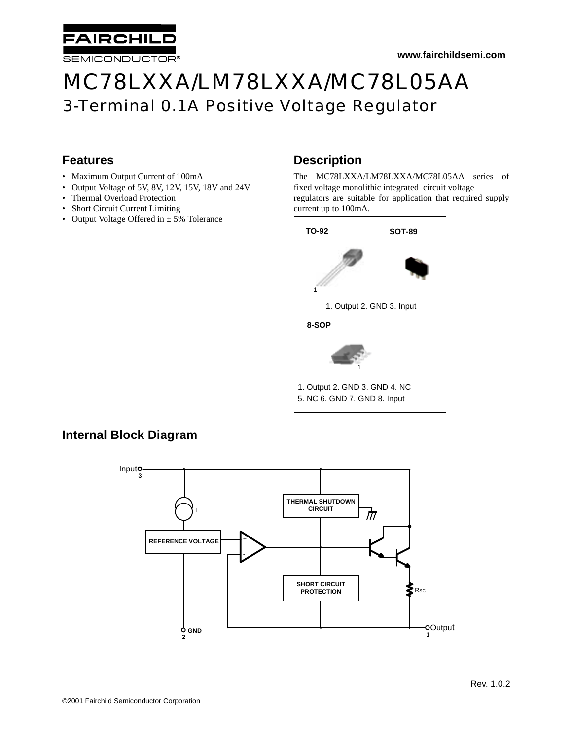# MC78LXXA/LM78LXXA/MC78L05AA

## 3-Terminal 0.1A Positive Voltage Regulator

## Features

- Maximum Output Current of 100mA
- Output Voltage of 5V, 8V, 12V, 15V, 18V and 24V
- Thermal Overload Protection
- Short Circuit Current Limiting
- Output Voltage Offered in ± 5% Tolerance

## Description

The MC78LXXA/LM78LXXA/MC78L05AA series of fixed voltage monolithic integrated circuit voltage regulators are suitable for application that required supply current up to 100mA.

**TO-92** **SOT-89**

1. Output 2. GND 3. Input

**8-SOP**

1. Output 2. GND 3. GND 4. NC 5. NC 6. GND 7. GND 8. Input

## Internal Block Diagram

Input 3

I

REFERENCE VOLTAGE

THERMAL SHUTDOWN CIRCUIT

SHORT CIRCUIT PROTECTION

RSC

GND 2

Output 1

Rev. 1.0.2

©2001 Fairchild Semiconductor Corporation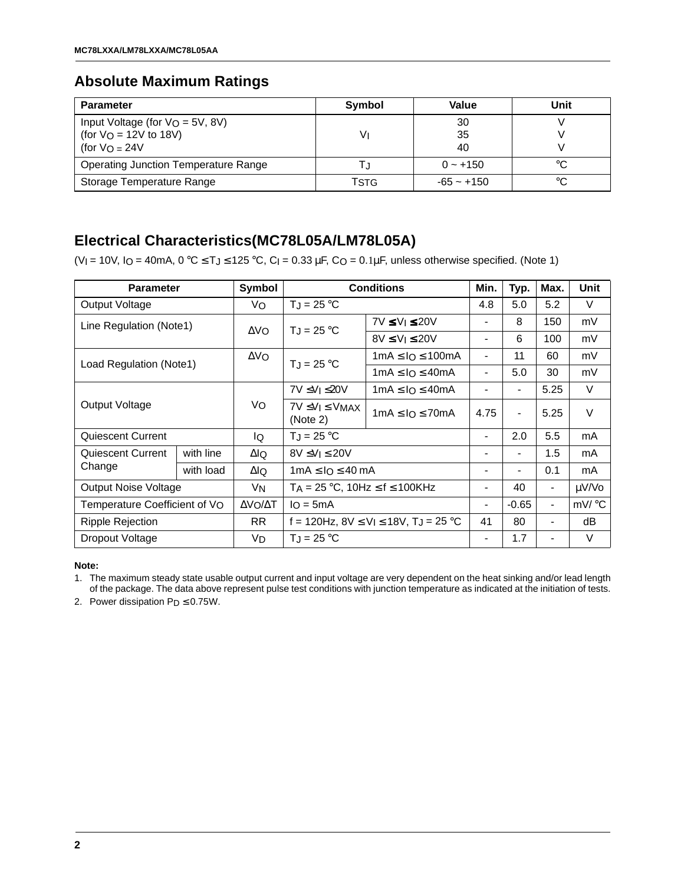## Absolute Maximum Ratings

| Parameter | Symbol | Value | Unit |
|---|---|---|---|
| Input Voltage (for $V_O$ = 5V, 8V)<br>(for $V_O$ = 12V to 18V)<br>(for $V_O$ = 24V | $V_I$ | 30<br>35<br>40 | V<br>V<br>V |
| Operating Junction Temperature Range | $T_J$ | 0 ~ +150 | °C |
| Storage Temperature Range | $T_{STG}$ | -65 ~ +150 | °C |

## Electrical Characteristics(MC78L05A/LM78L05A)

($V_I$ = 10V, $I_O$ = 40mA, 0 °C ≤ $T_J$ ≤ 125 °C, $C_I$ = 0.33 μF, $C_O$ = 0.1μF, unless otherwise specified. (Note 1)

| Parameter | | Symbol | Conditions | | Min. | Typ. | Max. | Unit |
|---|---|---|---|---|---|---|---|---|
| Output Voltage | | $V_O$ | $T_J$ = 25 °C | | 4.8 | 5.0 | 5.2 | V |
| Line Regulation (Note1) | | $\Delta V_O$ | $T_J$ = 25 °C | 7V ≤ $V_I$ ≤ 20V | - | 8 | 150 | mV |
| | | | | 8V ≤ $V_I$ ≤ 20V | - | 6 | 100 | mV |
| Load Regulation (Note1) | | $\Delta V_O$ | $T_J$ = 25 °C | 1mA ≤ $I_O$ ≤ 100mA | - | 11 | 60 | mV |
| | | | | 1mA ≤ $I_O$ ≤ 40mA | - | 5.0 | 30 | mV |
| Output Voltage | | $V_O$ | 7V ≤ $V_I$ ≤ 20V | 1mA ≤ $I_O$ ≤ 40mA | - | - | 5.25 | V |
| | | | 7V ≤ $V_I$ ≤ $V_{MAX}$ (Note 2) | 1mA ≤ $I_O$ ≤ 70mA | 4.75 | - | 5.25 | V |
| Quiescent Current | | $I_Q$ | $T_J$ = 25 °C | | - | 2.0 | 5.5 | mA |
| Quiescent Current Change | with line | $\Delta I_Q$ | 8V ≤ $V_I$ ≤ 20V | | - | - | 1.5 | mA |
| | with load | $\Delta I_Q$ | 1mA ≤ $I_O$ ≤ 40 mA | | - | - | 0.1 | mA |
| Output Noise Voltage | | $V_N$ | $T_A$ = 25 °C, 10Hz ≤ f ≤ 100KHz | | - | 40 | - | μV/Vo |
| Temperature Coefficient of $V_O$ | | $\Delta V_O/\Delta T$ | $I_O$ = 5mA | | - | -0.65 | - | mV/ °C |
| Ripple Rejection | | RR | f = 120Hz, 8V ≤ $V_I$ ≤ 18V, $T_J$ = 25 °C | | 41 | 80 | - | dB |
| Dropout Voltage | | $V_D$ | $T_J$ = 25 °C | | - | 1.7 | - | V |

**Note:**

1. The maximum steady state usable output current and input voltage are very dependent on the heat sinking and/or lead length of the package. The data above represent pulse test conditions with junction temperature as indicated at the initiation of tests.
2. Power dissipation $P_D$ ≤ 0.75W.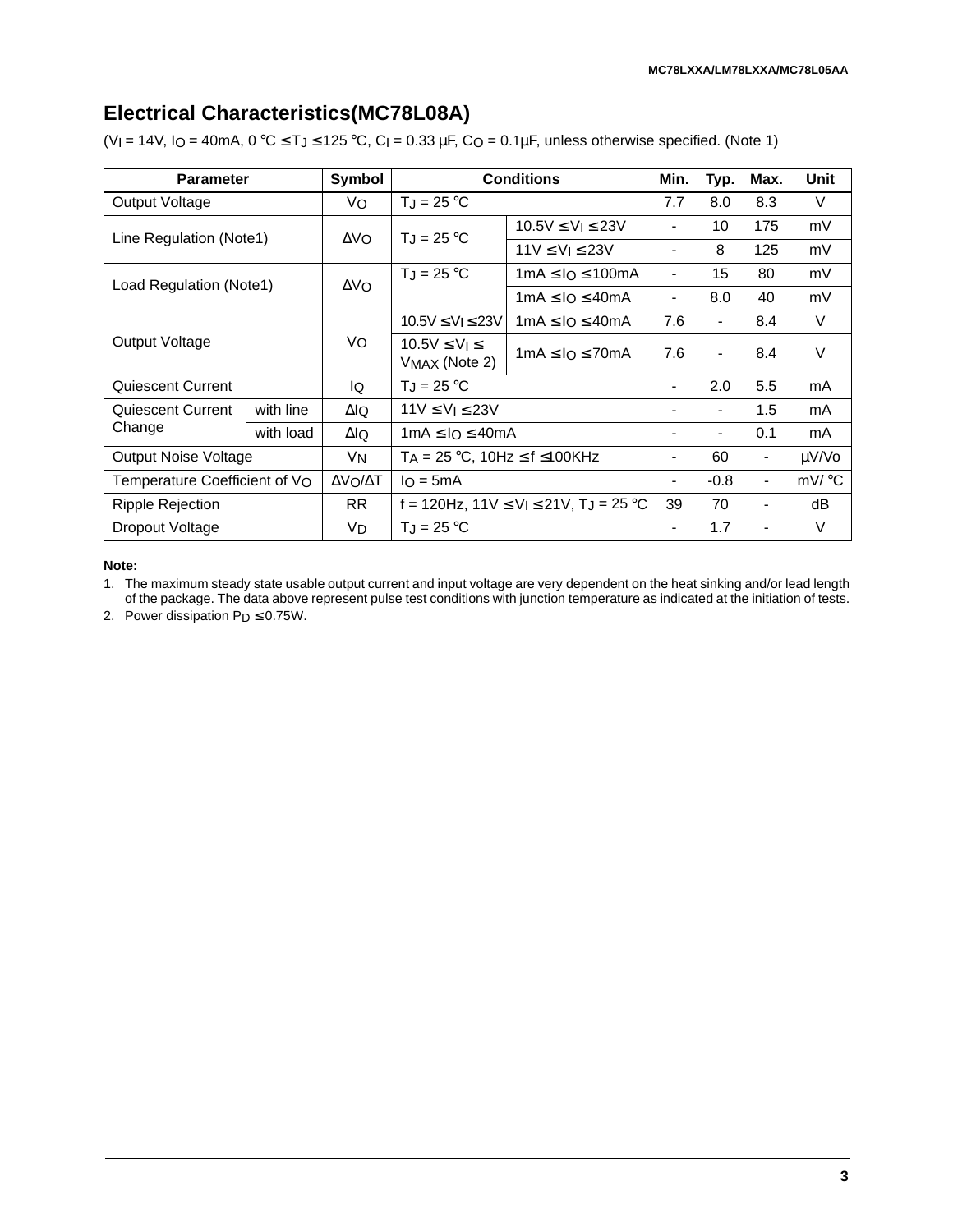## Electrical Characteristics(MC78L08A)

($V_I$ = 14V, $I_O$ = 40mA, 0 °C ≤ $T_J$ ≤ 125 °C, $C_I$ = 0.33 µF, $C_O$ = 0.1µF, unless otherwise specified. (Note 1)

| Parameter | | Symbol | Conditions | | Min. | Typ. | Max. | Unit |
|---|---|---|---|---|---|---|---|---|
| Output Voltage | | $V_O$ | $T_J$ = 25 °C | | 7.7 | 8.0 | 8.3 | V |
| Line Regulation (Note1) | | $\Delta V_O$ | $T_J$ = 25 °C | 10.5V ≤ $V_I$ ≤ 23V | - | 10 | 175 | mV |
| | | | | 11V ≤ $V_I$ ≤ 23V | - | 8 | 125 | mV |
| Load Regulation (Note1) | | $\Delta V_O$ | $T_J$ = 25 °C | 1mA ≤ $I_O$ ≤ 100mA | - | 15 | 80 | mV |
| | | | | 1mA ≤ $I_O$ ≤ 40mA | - | 8.0 | 40 | mV |
| Output Voltage | | $V_O$ | 10.5V ≤ $V_I$ ≤ 23V | 1mA ≤ $I_O$ ≤ 40mA | 7.6 | - | 8.4 | V |
| | | | 10.5V ≤ $V_I$ ≤ $V_{MAX}$ (Note 2) | 1mA ≤ $I_O$ ≤ 70mA | 7.6 | - | 8.4 | V |
| Quiescent Current | | $I_Q$ | $T_J$ = 25 °C | | - | 2.0 | 5.5 | mA |
| Quiescent Current Change | with line | $\Delta I_Q$ | 11V ≤ $V_I$ ≤ 23V | | - | - | 1.5 | mA |
| | with load | $\Delta I_Q$ | 1mA ≤ $I_O$ ≤ 40mA | | - | - | 0.1 | mA |
| Output Noise Voltage | | $V_N$ | $T_A$ = 25 °C, 10Hz ≤ f ≤ 100KHz | | - | 60 | - | µV/Vo |
| Temperature Coefficient of $V_O$ | | $\Delta V_O/\Delta T$ | $I_O$ = 5mA | | - | -0.8 | - | mV/ °C |
| Ripple Rejection | | RR | f = 120Hz, 11V ≤ $V_I$ ≤ 21V, $T_J$ = 25 °C | | 39 | 70 | - | dB |
| Dropout Voltage | | $V_D$ | $T_J$ = 25 °C | | - | 1.7 | - | V |

**Note:**

1. The maximum steady state usable output current and input voltage are very dependent on the heat sinking and/or lead length of the package. The data above represent pulse test conditions with junction temperature as indicated at the initiation of tests.
2. Power dissipation $P_D$ ≤ 0.75W.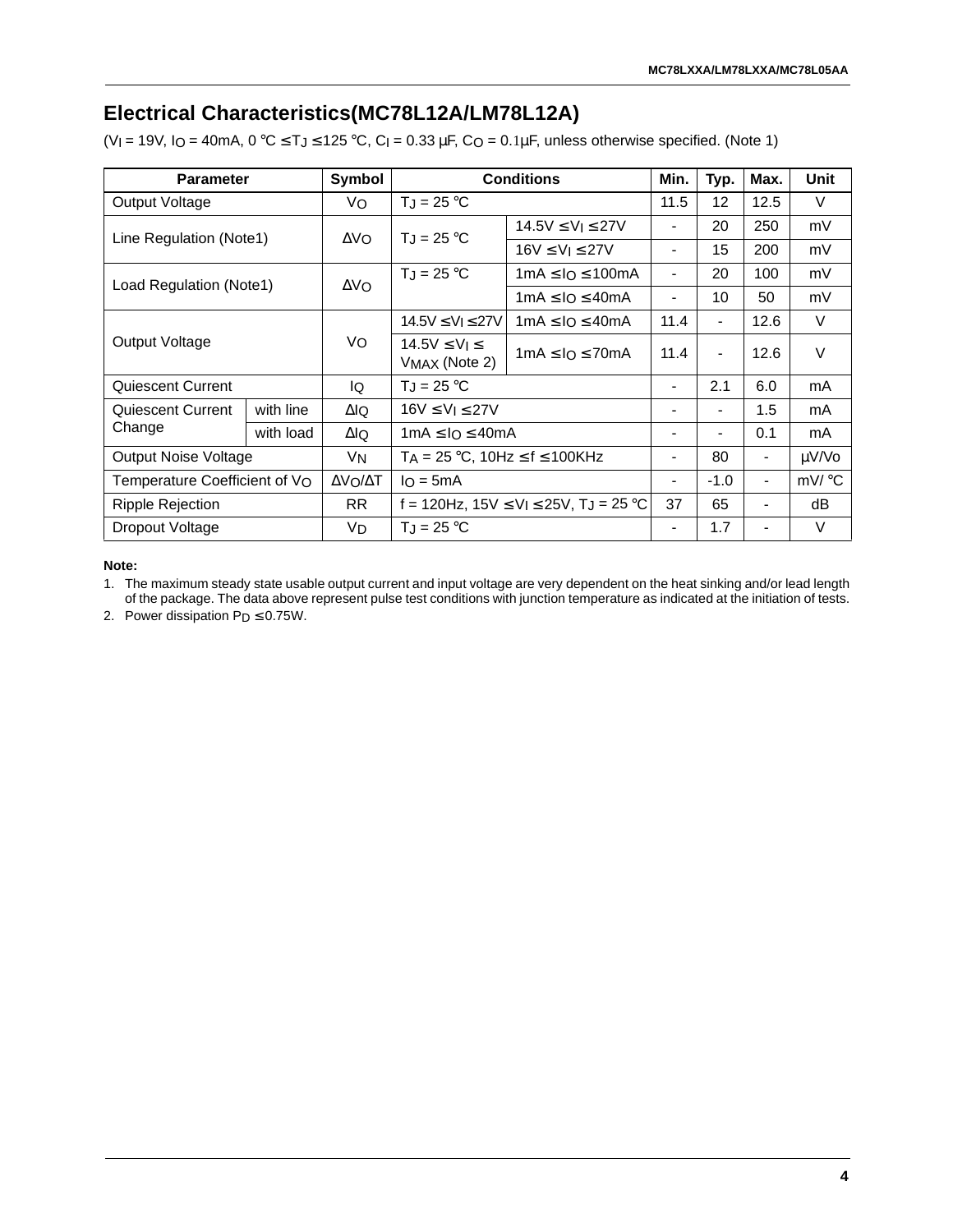## Electrical Characteristics(MC78L12A/LM78L12A)

($V_I$ = 19V, $I_O$ = 40mA, 0 °C ≤ $T_J$ ≤ 125 °C, $C_I$ = 0.33 µF, $C_O$ = 0.1µF, unless otherwise specified. (Note 1)

| Parameter | | Symbol | Conditions | | Min. | Typ. | Max. | Unit |
|---|---|---|---|---|---|---|---|---|
| Output Voltage | | $V_O$ | $T_J$ = 25 °C | | 11.5 | 12 | 12.5 | V |
| Line Regulation (Note1) | | $\Delta V_O$ | $T_J$ = 25 °C | 14.5V ≤ $V_I$ ≤ 27V | - | 20 | 250 | mV |
| | | | | 16V ≤ $V_I$ ≤ 27V | - | 15 | 200 | mV |
| Load Regulation (Note1) | | $\Delta V_O$ | $T_J$ = 25 °C | 1mA ≤ $I_O$ ≤ 100mA | - | 20 | 100 | mV |
| | | | | 1mA ≤ $I_O$ ≤ 40mA | - | 10 | 50 | mV |
| Output Voltage | | $V_O$ | 14.5V ≤ $V_I$ ≤ 27V | 1mA ≤ $I_O$ ≤ 40mA | 11.4 | - | 12.6 | V |
| | | | 14.5V ≤ $V_I$ ≤ $V_{MAX}$ (Note 2) | 1mA ≤ $I_O$ ≤ 70mA | 11.4 | - | 12.6 | V |
| Quiescent Current | | $I_Q$ | $T_J$ = 25 °C | | - | 2.1 | 6.0 | mA |
| Quiescent Current Change | with line | $\Delta I_Q$ | 16V ≤ $V_I$ ≤ 27V | | - | - | 1.5 | mA |
| | with load | $\Delta I_Q$ | 1mA ≤ $I_O$ ≤ 40mA | | - | - | 0.1 | mA |
| Output Noise Voltage | | $V_N$ | $T_A$ = 25 °C, 10Hz ≤ f ≤ 100KHz | | - | 80 | - | µV/Vo |
| Temperature Coefficient of $V_O$ | | $\Delta V_O/\Delta T$ | $I_O$ = 5mA | | - | -1.0 | - | mV/ °C |
| Ripple Rejection | | RR | f = 120Hz, 15V ≤ $V_I$ ≤ 25V, $T_J$ = 25 °C | | 37 | 65 | - | dB |
| Dropout Voltage | | $V_D$ | $T_J$ = 25 °C | | - | 1.7 | - | V |

**Note:**

1. The maximum steady state usable output current and input voltage are very dependent on the heat sinking and/or lead length of the package. The data above represent pulse test conditions with junction temperature as indicated at the initiation of tests.
2. Power dissipation $P_D$ ≤ 0.75W.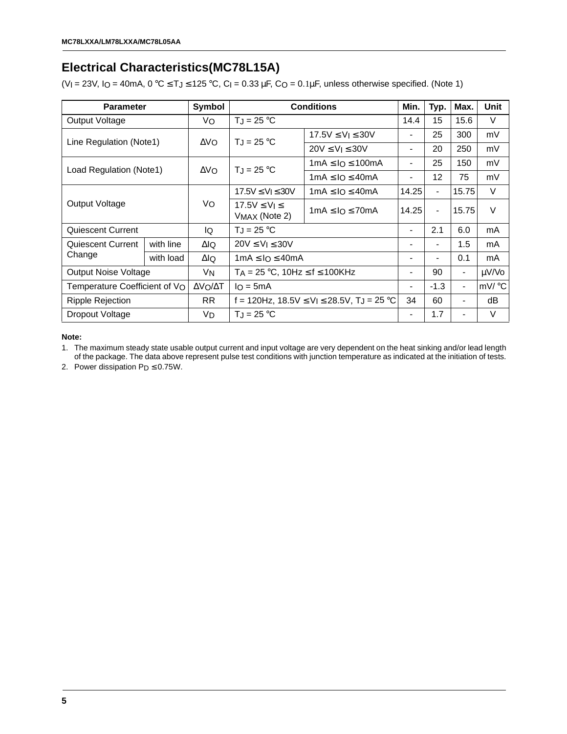## Electrical Characteristics(MC78L15A)

($V_I$ = 23V, $I_O$ = 40mA, 0 °C ≤ $T_J$ ≤ 125 °C, $C_I$ = 0.33 μF, $C_O$ = 0.1μF, unless otherwise specified. (Note 1)

| Parameter | | Symbol | Conditions | | Min. | Typ. | Max. | Unit |
|---|---|---|---|---|---|---|---|---|
| Output Voltage | | $V_O$ | $T_J$ = 25 °C | | 14.4 | 15 | 15.6 | V |
| Line Regulation (Note1) | | $\Delta V_O$ | $T_J$ = 25 °C | 17.5V ≤ $V_I$ ≤ 30V | - | 25 | 300 | mV |
| | | | | 20V ≤ $V_I$ ≤ 30V | - | 20 | 250 | mV |
| Load Regulation (Note1) | | $\Delta V_O$ | $T_J$ = 25 °C | 1mA ≤ $I_O$ ≤ 100mA | - | 25 | 150 | mV |
| | | | | 1mA ≤ $I_O$ ≤ 40mA | - | 12 | 75 | mV |
| Output Voltage | | $V_O$ | 17.5V ≤ $V_I$ ≤ 30V | 1mA ≤ $I_O$ ≤ 40mA | 14.25 | - | 15.75 | V |
| | | | 17.5V ≤ $V_I$ ≤ $V_{MAX}$ (Note 2) | 1mA ≤ $I_O$ ≤ 70mA | 14.25 | - | 15.75 | V |
| Quiescent Current | | $I_Q$ | $T_J$ = 25 °C | | - | 2.1 | 6.0 | mA |
| Quiescent Current Change | with line | $\Delta I_Q$ | 20V ≤ $V_I$ ≤ 30V | | - | - | 1.5 | mA |
| | with load | $\Delta I_Q$ | 1mA ≤ $I_O$ ≤ 40mA | | - | - | 0.1 | mA |
| Output Noise Voltage | | $V_N$ | $T_A$ = 25 °C, 10Hz ≤ f ≤ 100KHz | | - | 90 | - | μV/Vo |
| Temperature Coefficient of $V_O$ | | $\Delta V_O/\Delta T$ | $I_O$ = 5mA | | - | -1.3 | - | mV/ °C |
| Ripple Rejection | | RR | f = 120Hz, 18.5V ≤ $V_I$ ≤ 28.5V, $T_J$ = 25 °C | | 34 | 60 | - | dB |
| Dropout Voltage | | $V_D$ | $T_J$ = 25 °C | | - | 1.7 | - | V |

**Note:**

1. The maximum steady state usable output current and input voltage are very dependent on the heat sinking and/or lead length of the package. The data above represent pulse test conditions with junction temperature as indicated at the initiation of tests.
2. Power dissipation $P_D$ ≤ 0.75W.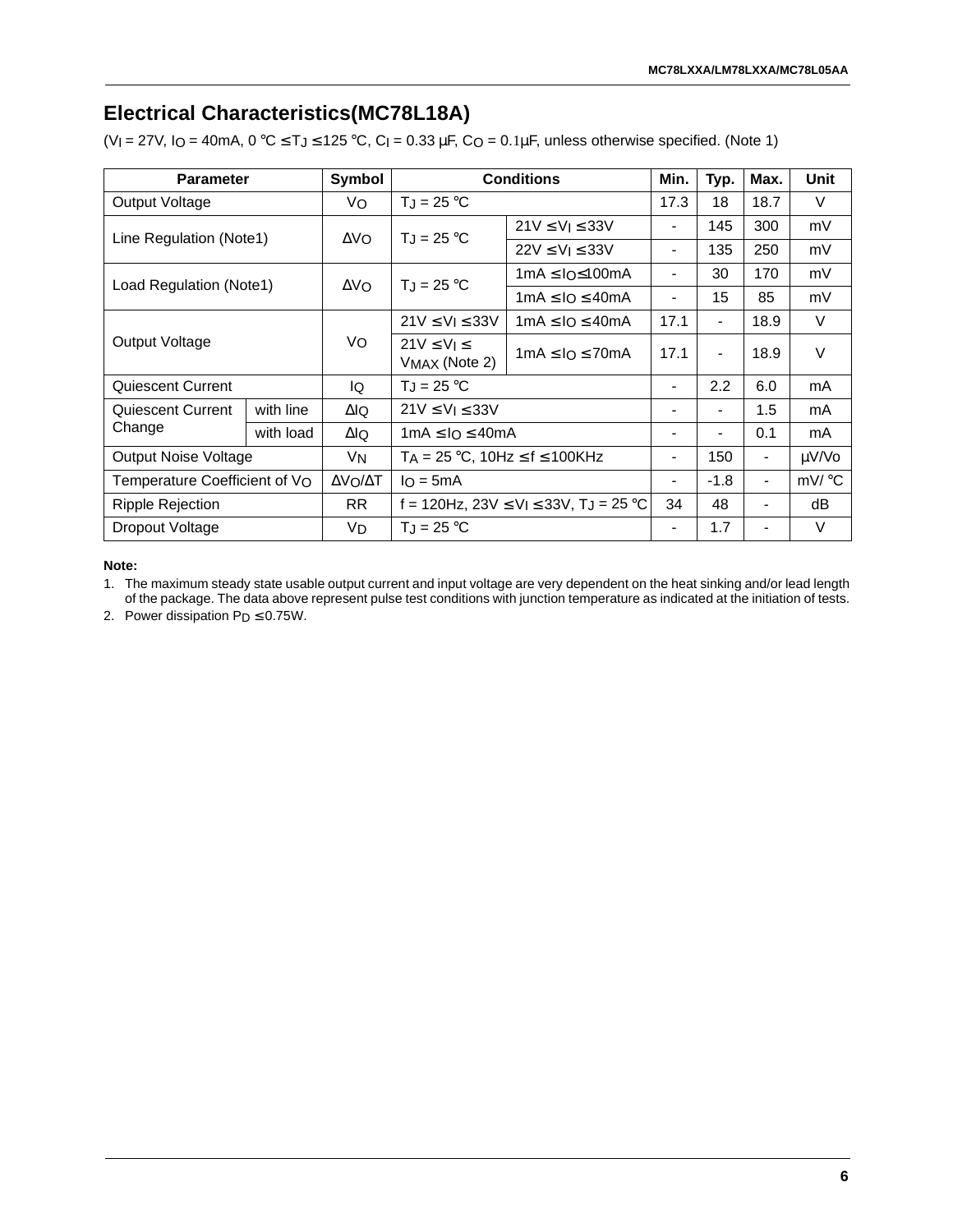## Electrical Characteristics(MC78L18A)

($V_I$ = 27V, $I_O$ = 40mA, 0 °C ≤ $T_J$ ≤ 125 °C, $C_I$ = 0.33 μF, $C_O$ = 0.1μF, unless otherwise specified. (Note 1)

| Parameter | | Symbol | Conditions | | Min. | Typ. | Max. | Unit |
|---|---|---|---|---|---|---|---|---|
| Output Voltage | | $V_O$ | $T_J$ = 25 °C | | 17.3 | 18 | 18.7 | V |
| Line Regulation (Note1) | | $\Delta V_O$ | $T_J$ = 25 °C | 21V ≤ $V_I$ ≤ 33V | - | 145 | 300 | mV |
| | | | | 22V ≤ $V_I$ ≤ 33V | - | 135 | 250 | mV |
| Load Regulation (Note1) | | $\Delta V_O$ | $T_J$ = 25 °C | 1mA ≤ $I_O$ ≤ 100mA | - | 30 | 170 | mV |
| | | | | 1mA ≤ $I_O$ ≤ 40mA | - | 15 | 85 | mV |
| Output Voltage | | $V_O$ | 21V ≤ $V_I$ ≤ 33V | 1mA ≤ $I_O$ ≤ 40mA | 17.1 | - | 18.9 | V |
| | | | 21V ≤ $V_I$ ≤ $V_{MAX}$ (Note 2) | 1mA ≤ $I_O$ ≤ 70mA | 17.1 | - | 18.9 | V |
| Quiescent Current | | $I_Q$ | $T_J$ = 25 °C | | - | 2.2 | 6.0 | mA |
| Quiescent Current Change | with line | $\Delta I_Q$ | 21V ≤ $V_I$ ≤ 33V | | - | - | 1.5 | mA |
| | with load | $\Delta I_Q$ | 1mA ≤ $I_O$ ≤ 40mA | | - | - | 0.1 | mA |
| Output Noise Voltage | | $V_N$ | $T_A$ = 25 °C, 10Hz ≤ f ≤ 100KHz | | - | 150 | - | μV/Vo |
| Temperature Coefficient of $V_O$ | | $\Delta V_O/\Delta T$ | $I_O$ = 5mA | | - | -1.8 | - | mV/ °C |
| Ripple Rejection | | RR | f = 120Hz, 23V ≤ $V_I$ ≤ 33V, $T_J$ = 25 °C | | 34 | 48 | - | dB |
| Dropout Voltage | | $V_D$ | $T_J$ = 25 °C | | - | 1.7 | - | V |

**Note:**

1. The maximum steady state usable output current and input voltage are very dependent on the heat sinking and/or lead length of the package. The data above represent pulse test conditions with junction temperature as indicated at the initiation of tests.
2. Power dissipation $P_D$ ≤ 0.75W.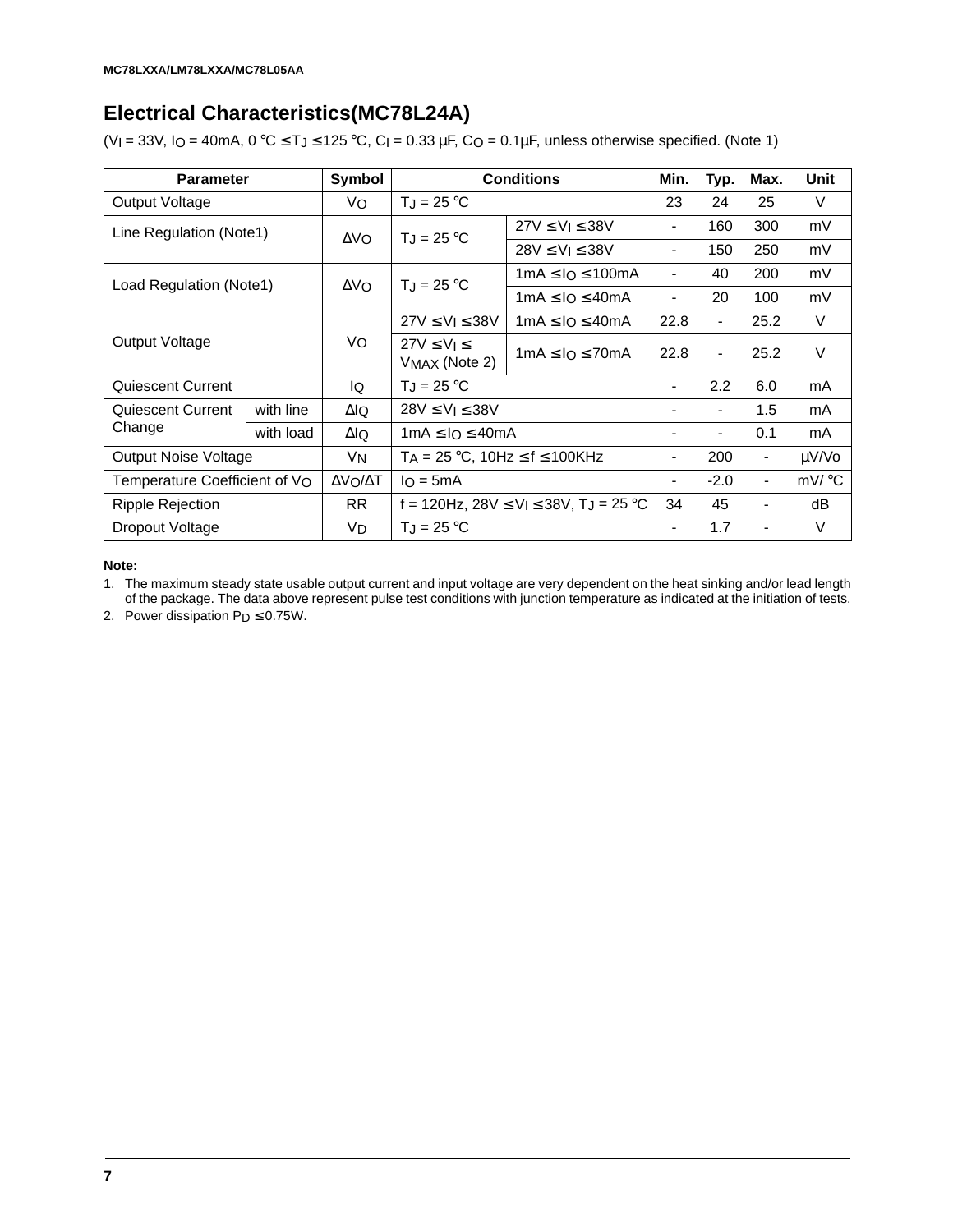## Electrical Characteristics(MC78L24A)

($V_I$ = 33V, $I_O$ = 40mA, 0 °C ≤ $T_J$ ≤ 125 °C, $C_I$ = 0.33 μF, $C_O$ = 0.1μF, unless otherwise specified. (Note 1)

| Parameter | | Symbol | Conditions | | Min. | Typ. | Max. | Unit |
|---|---|---|---|---|---|---|---|---|
| Output Voltage | | $V_O$ | $T_J$ = 25 °C | | 23 | 24 | 25 | V |
| Line Regulation (Note1) | | $\Delta V_O$ | $T_J$ = 25 °C | 27V ≤ $V_I$ ≤ 38V | - | 160 | 300 | mV |
| | | | | 28V ≤ $V_I$ ≤ 38V | - | 150 | 250 | mV |
| Load Regulation (Note1) | | $\Delta V_O$ | $T_J$ = 25 °C | 1mA ≤ $I_O$ ≤ 100mA | - | 40 | 200 | mV |
| | | | | 1mA ≤ $I_O$ ≤ 40mA | - | 20 | 100 | mV |
| Output Voltage | | $V_O$ | 27V ≤ $V_I$ ≤ 38V | 1mA ≤ $I_O$ ≤ 40mA | 22.8 | - | 25.2 | V |
| | | | 27V ≤ $V_I$ ≤ $V_{MAX}$ (Note 2) | 1mA ≤ $I_O$ ≤ 70mA | 22.8 | - | 25.2 | V |
| Quiescent Current | | $I_Q$ | $T_J$ = 25 °C | | - | 2.2 | 6.0 | mA |
| Quiescent Current Change | with line | $\Delta I_Q$ | 28V ≤ $V_I$ ≤ 38V | | - | - | 1.5 | mA |
| | with load | $\Delta I_Q$ | 1mA ≤ $I_O$ ≤ 40mA | | - | - | 0.1 | mA |
| Output Noise Voltage | | $V_N$ | $T_A$ = 25 °C, 10Hz ≤ f ≤ 100KHz | | - | 200 | - | μV/Vo |
| Temperature Coefficient of $V_O$ | | $\Delta V_O/\Delta T$ | $I_O$ = 5mA | | - | -2.0 | - | mV/ °C |
| Ripple Rejection | | RR | f = 120Hz, 28V ≤ $V_I$ ≤ 38V, $T_J$ = 25 °C | | 34 | 45 | - | dB |
| Dropout Voltage | | $V_D$ | $T_J$ = 25 °C | | - | 1.7 | - | V |

**Note:**

1. The maximum steady state usable output current and input voltage are very dependent on the heat sinking and/or lead length of the package. The data above represent pulse test conditions with junction temperature as indicated at the initiation of tests.
2. Power dissipation $P_D$ ≤ 0.75W.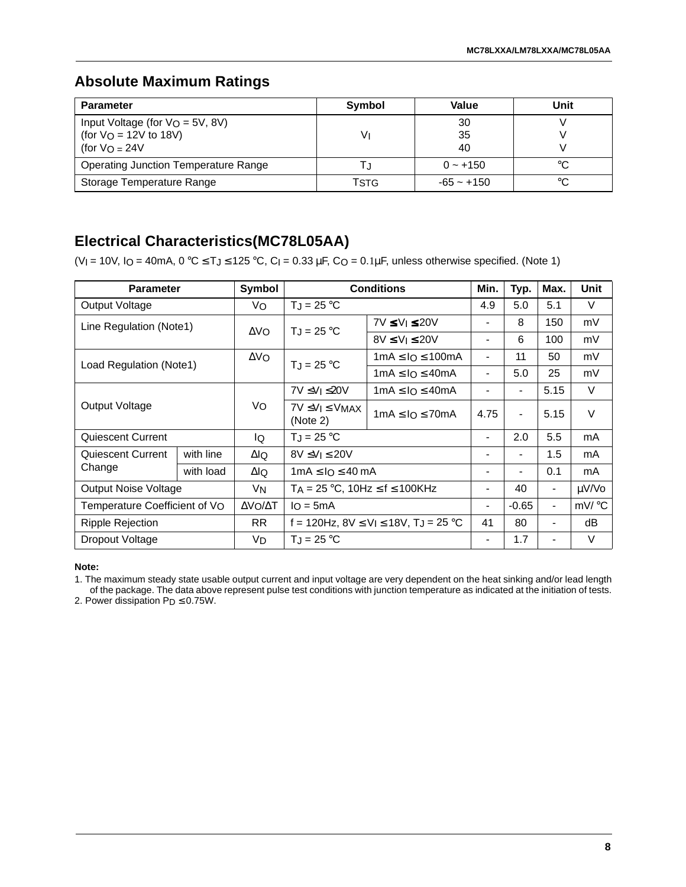## Absolute Maximum Ratings

| Parameter | Symbol | Value | Unit |
|---|---|---|---|
| Input Voltage (for $V_O$ = 5V, 8V)<br>(for $V_O$ = 12V to 18V)<br>(for $V_O$ = 24V | $V_I$ | 30<br>35<br>40 | V<br>V<br>V |
| Operating Junction Temperature Range | $T_J$ | 0 ~ +150 | °C |
| Storage Temperature Range | $T_{STG}$ | -65 ~ +150 | °C |

## Electrical Characteristics(MC78L05AA)

($V_I$ = 10V, $I_O$ = 40mA, 0 °C ≤ $T_J$ ≤ 125 °C, $C_I$ = 0.33 µF, $C_O$ = 0.1µF, unless otherwise specified. (Note 1)

| Parameter | | Symbol | Conditions | | Min. | Typ. | Max. | Unit |
|---|---|---|---|---|---|---|---|---|
| Output Voltage | | $V_O$ | $T_J$ = 25 °C | | 4.9 | 5.0 | 5.1 | V |
| Line Regulation (Note1) | | $\Delta V_O$ | $T_J$ = 25 °C | 7V ≤ $V_I$ ≤ 20V | - | 8 | 150 | mV |
| | | | | 8V ≤ $V_I$ ≤ 20V | - | 6 | 100 | mV |
| Load Regulation (Note1) | | $\Delta V_O$ | $T_J$ = 25 °C | 1mA ≤ $I_O$ ≤ 100mA | - | 11 | 50 | mV |
| | | | | 1mA ≤ $I_O$ ≤ 40mA | - | 5.0 | 25 | mV |
| Output Voltage | | $V_O$ | 7V ≤ $V_I$ ≤ 20V | 1mA ≤ $I_O$ ≤ 40mA | - | - | 5.15 | V |
| | | | 7V ≤ $V_I$ ≤ $V_{MAX}$ (Note 2) | 1mA ≤ $I_O$ ≤ 70mA | 4.75 | - | 5.15 | V |
| Quiescent Current | | $I_Q$ | $T_J$ = 25 °C | | - | 2.0 | 5.5 | mA |
| Quiescent Current Change | with line | $\Delta I_Q$ | 8V ≤ $V_I$ ≤ 20V | | - | - | 1.5 | mA |
| | with load | $\Delta I_Q$ | 1mA ≤ $I_O$ ≤ 40 mA | | - | - | 0.1 | mA |
| Output Noise Voltage | | $V_N$ | $T_A$ = 25 °C, 10Hz ≤ f ≤ 100KHz | | - | 40 | - | µV/Vo |
| Temperature Coefficient of $V_O$ | | $\Delta V_O/\Delta T$ | $I_O$ = 5mA | | - | -0.65 | - | mV/ °C |
| Ripple Rejection | | RR | f = 120Hz, 8V ≤ $V_I$ ≤ 18V, $T_J$ = 25 °C | | 41 | 80 | - | dB |
| Dropout Voltage | | $V_D$ | $T_J$ = 25 °C | | - | 1.7 | - | V |

**Note:**

1. The maximum steady state usable output current and input voltage are very dependent on the heat sinking and/or lead length of the package. The data above represent pulse test conditions with junction temperature as indicated at the initiation of tests.
2. Power dissipation $P_D$ ≤ 0.75W.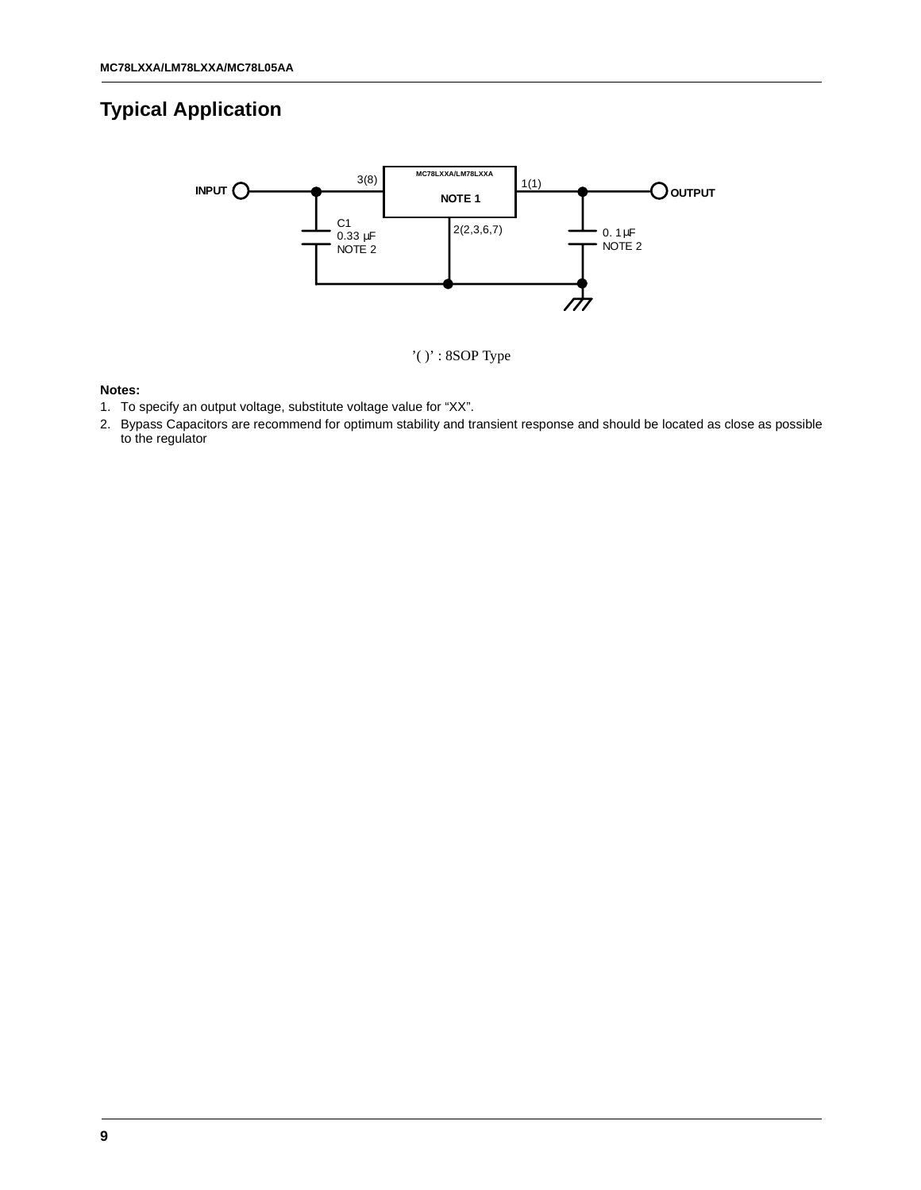## Typical Application

'( )' : 8SOP Type

**Notes:**

1. To specify an output voltage, substitute voltage value for "XX".
2. Bypass Capacitors are recommend for optimum stability and transient response and should be located as close as possible to the regulator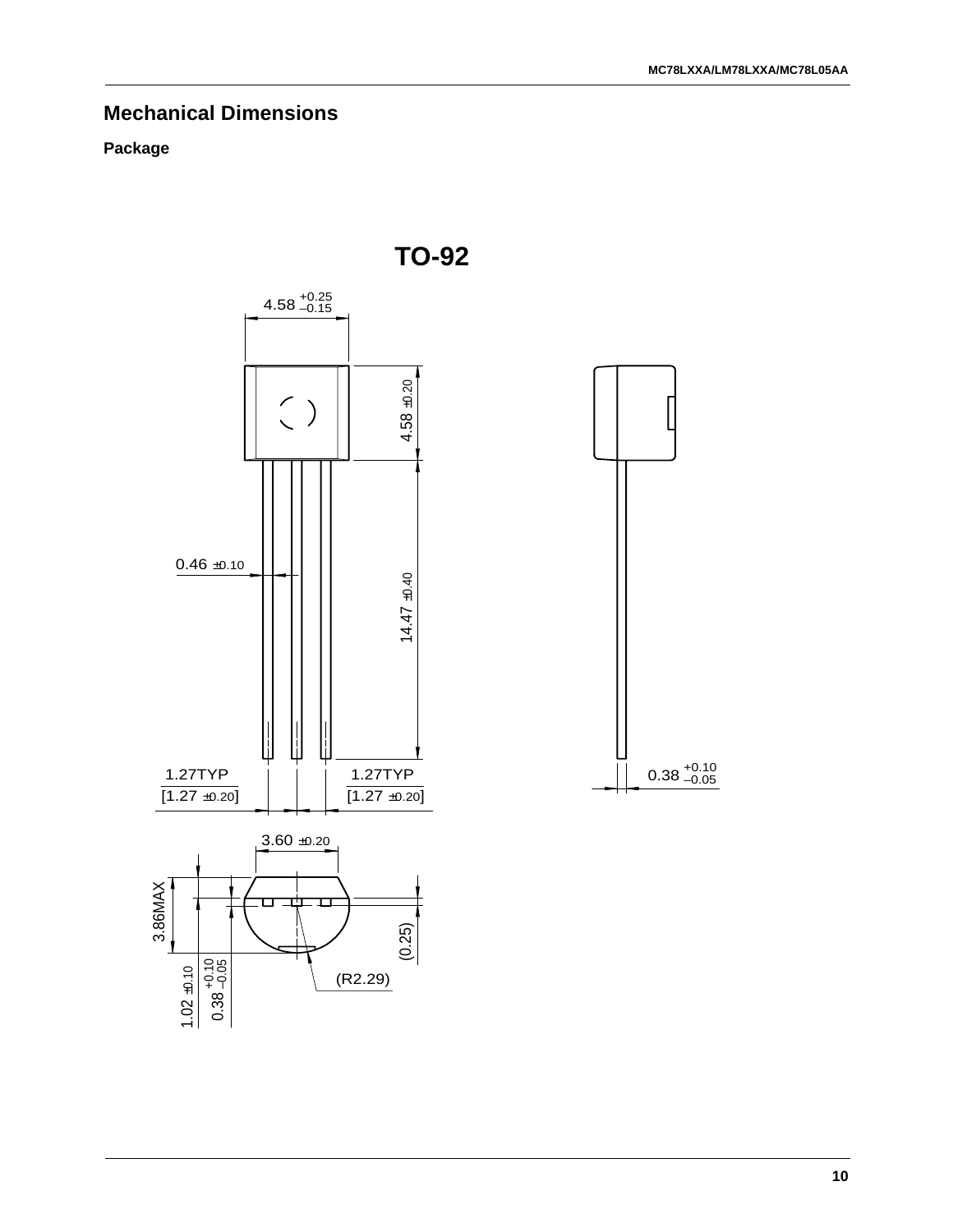## Mechanical Dimensions

### Package

**TO-92**

4.58 $^{+0.25}_{-0.15}$

4.58 ±0.20

0.46 ±0.10

14.47 ±0.40

1.27TYP
[1.27 ±0.20]

1.27TYP
[1.27 ±0.20]

0.38 $^{+0.10}_{-0.05}$

3.60 ±0.20

3.86MAX

(0.25)

(R2.29)

1.02 ±0.10

0.38 $^{+0.10}_{-0.05}$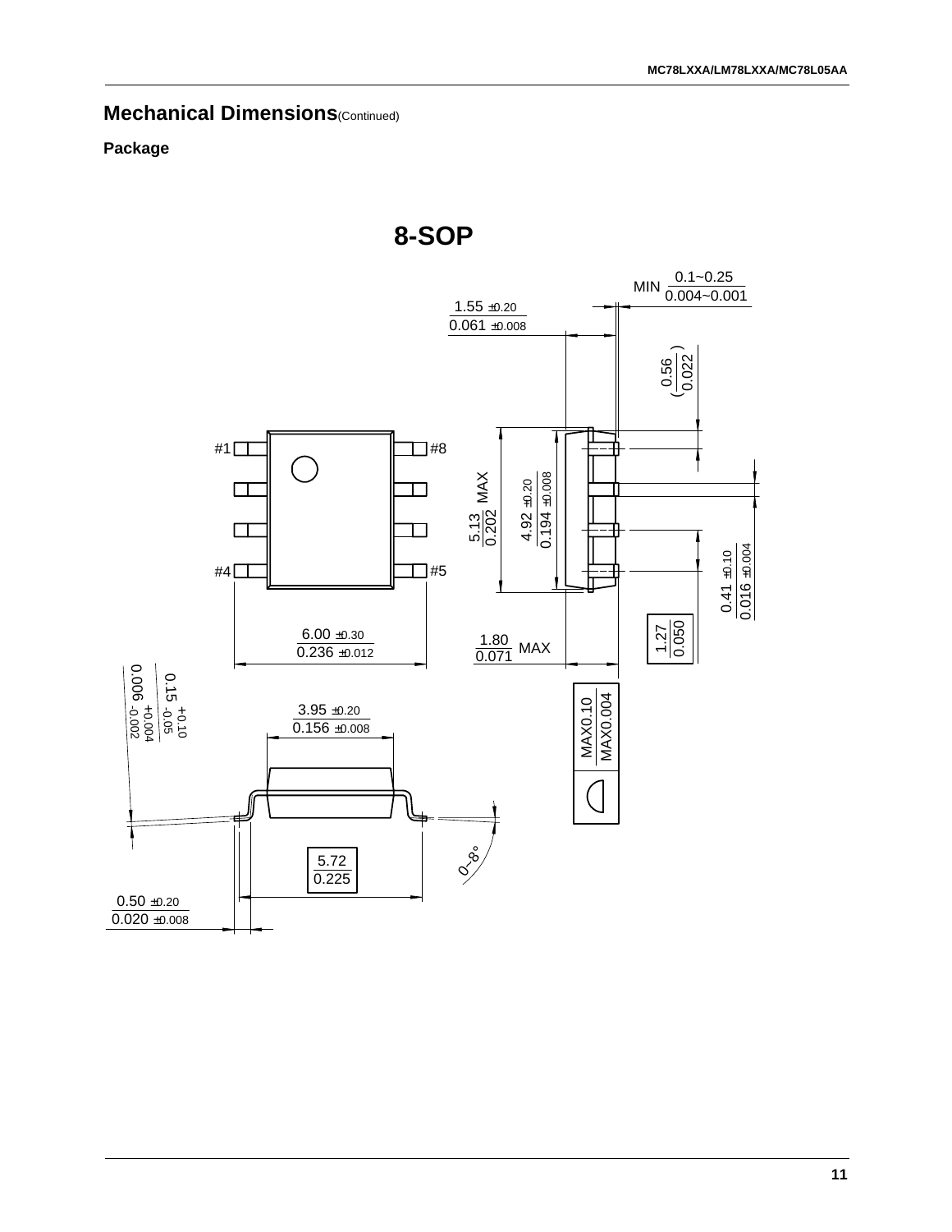# Mechanical Dimensions(Continued)

**Package**

## 8-SOP

MIN 0.1~0.25 / 0.004~0.001

1.55 ±0.20 / 0.061 ±0.008

(0.56 / 0.022)

#1 #8 #4 #5

5.13 / 0.202 MAX

4.92 ±0.20 / 0.194 ±0.008

0.41 ±0.10 / 0.016 ±0.004

1.27 / 0.050

6.00 ±0.30 / 0.236 ±0.012

1.80 / 0.071 MAX

MAX0.10 / MAX0.004

0.15 +0.10 -0.05 / 0.006 +0.004 -0.002

3.95 ±0.20 / 0.156 ±0.008

5.72 / 0.225

0~8°

0.50 ±0.20 / 0.020 ±0.008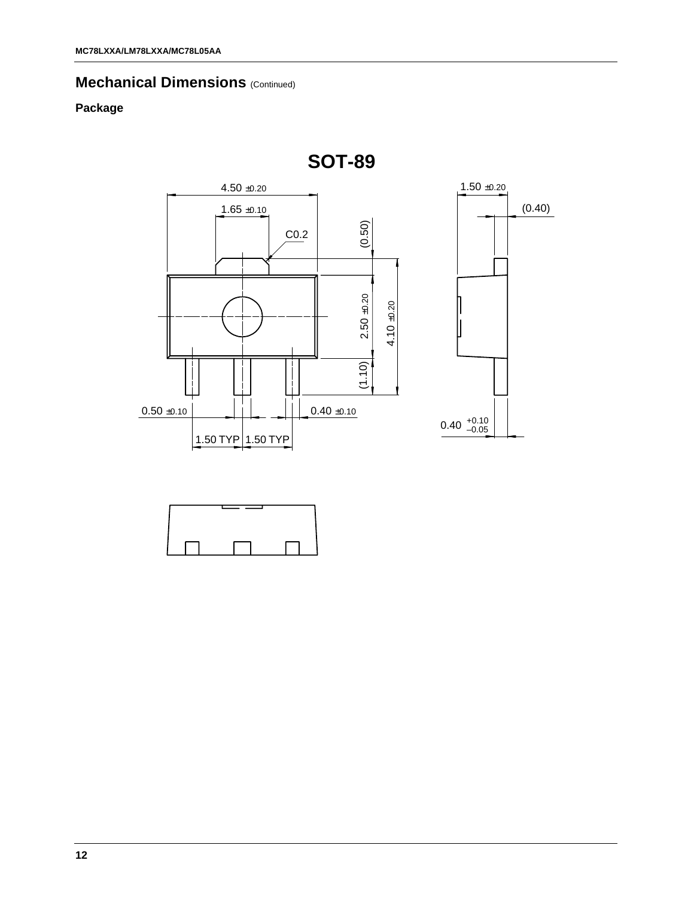## Mechanical Dimensions (Continued)

### Package

SOT-89

4.50 ±0.20

1.65 ±0.10

C0.2

(0.50)

2.50 ±0.20

4.10 ±0.20

(1.10)

0.50 ±0.10

0.40 ±0.10

1.50 TYP 1.50 TYP

1.50 ±0.20

(0.40)

0.40 $^{+0.10}_{-0.05}$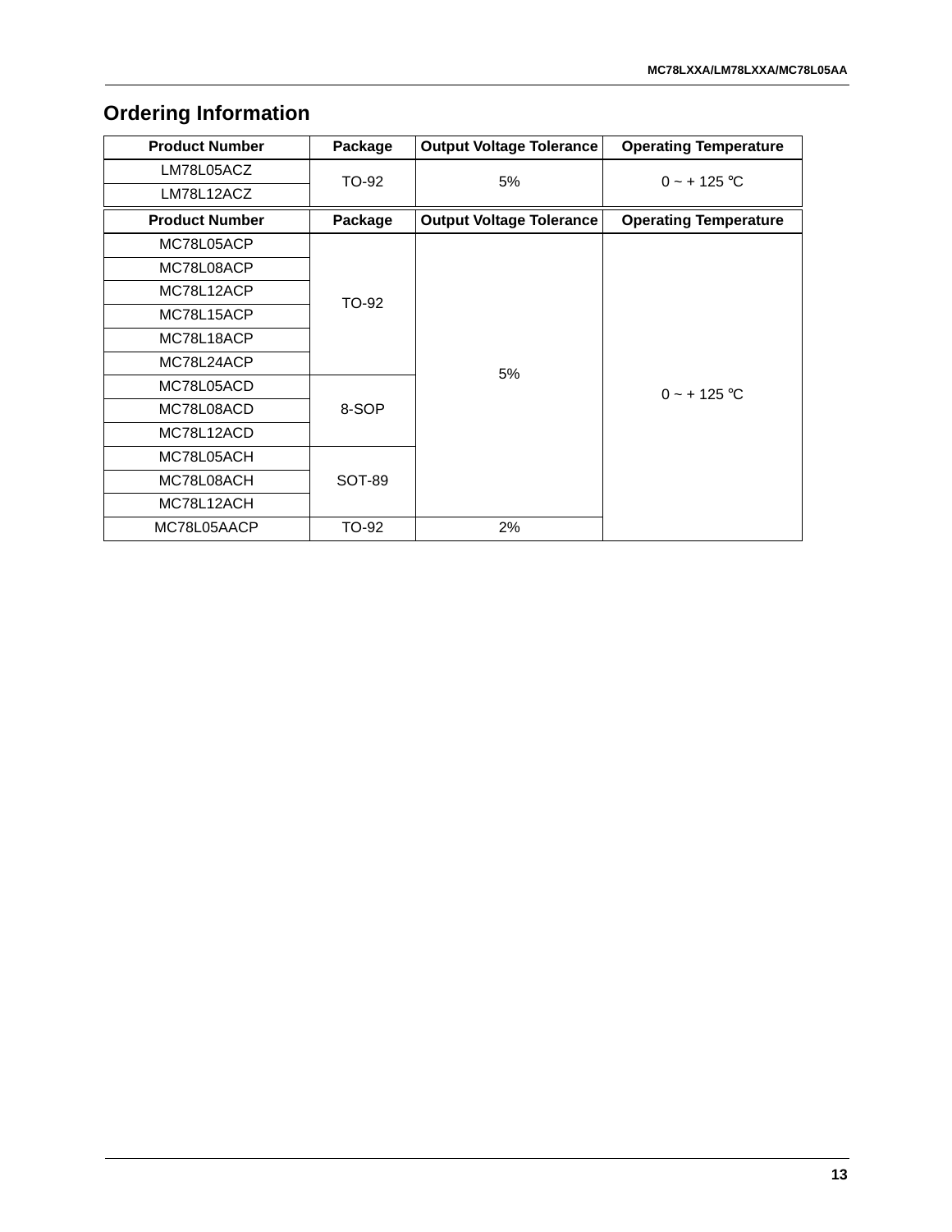## Ordering Information

| Product Number | Package | Output Voltage Tolerance | Operating Temperature |
|---|---|---|---|
| LM78L05ACZ | TO-92 | 5% | 0 ~ + 125 °C |
| LM78L12ACZ | | | |

| Product Number | Package | Output Voltage Tolerance | Operating Temperature |
|---|---|---|---|
| MC78L05ACP | TO-92 | 5% | 0 ~ + 125 °C |
| MC78L08ACP | | | |
| MC78L12ACP | | | |
| MC78L15ACP | | | |
| MC78L18ACP | | | |
| MC78L24ACP | | | |
| MC78L05ACD | 8-SOP | | |
| MC78L08ACD | | | |
| MC78L12ACD | | | |
| MC78L05ACH | SOT-89 | | |
| MC78L08ACH | | | |
| MC78L12ACH | | | |
| MC78L05AACP | TO-92 | 2% | |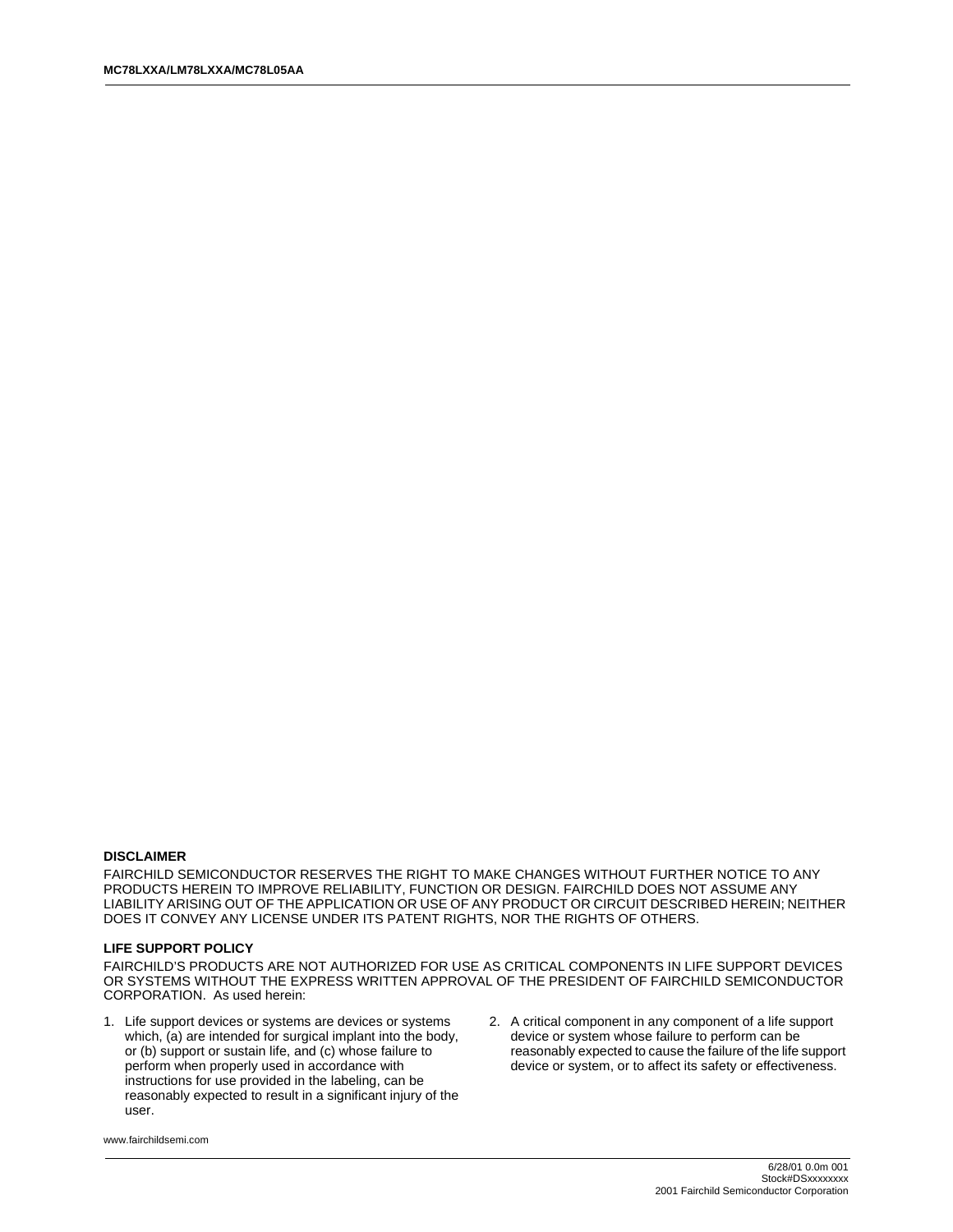**DISCLAIMER**

FAIRCHILD SEMICONDUCTOR RESERVES THE RIGHT TO MAKE CHANGES WITHOUT FURTHER NOTICE TO ANY PRODUCTS HEREIN TO IMPROVE RELIABILITY, FUNCTION OR DESIGN. FAIRCHILD DOES NOT ASSUME ANY LIABILITY ARISING OUT OF THE APPLICATION OR USE OF ANY PRODUCT OR CIRCUIT DESCRIBED HEREIN; NEITHER DOES IT CONVEY ANY LICENSE UNDER ITS PATENT RIGHTS, NOR THE RIGHTS OF OTHERS.

**LIFE SUPPORT POLICY**

FAIRCHILD'S PRODUCTS ARE NOT AUTHORIZED FOR USE AS CRITICAL COMPONENTS IN LIFE SUPPORT DEVICES OR SYSTEMS WITHOUT THE EXPRESS WRITTEN APPROVAL OF THE PRESIDENT OF FAIRCHILD SEMICONDUCTOR CORPORATION. As used herein:

1. Life support devices or systems are devices or systems which, (a) are intended for surgical implant into the body, or (b) support or sustain life, and (c) whose failure to perform when properly used in accordance with instructions for use provided in the labeling, can be reasonably expected to result in a significant injury of the user.
2. A critical component in any component of a life support device or system whose failure to perform can be reasonably expected to cause the failure of the life support device or system, or to affect its safety or effectiveness.

www.fairchildsemi.com

6/28/01 0.0m 001
Stock#DSxxxxxxxx
2001 Fairchild Semiconductor Corporation